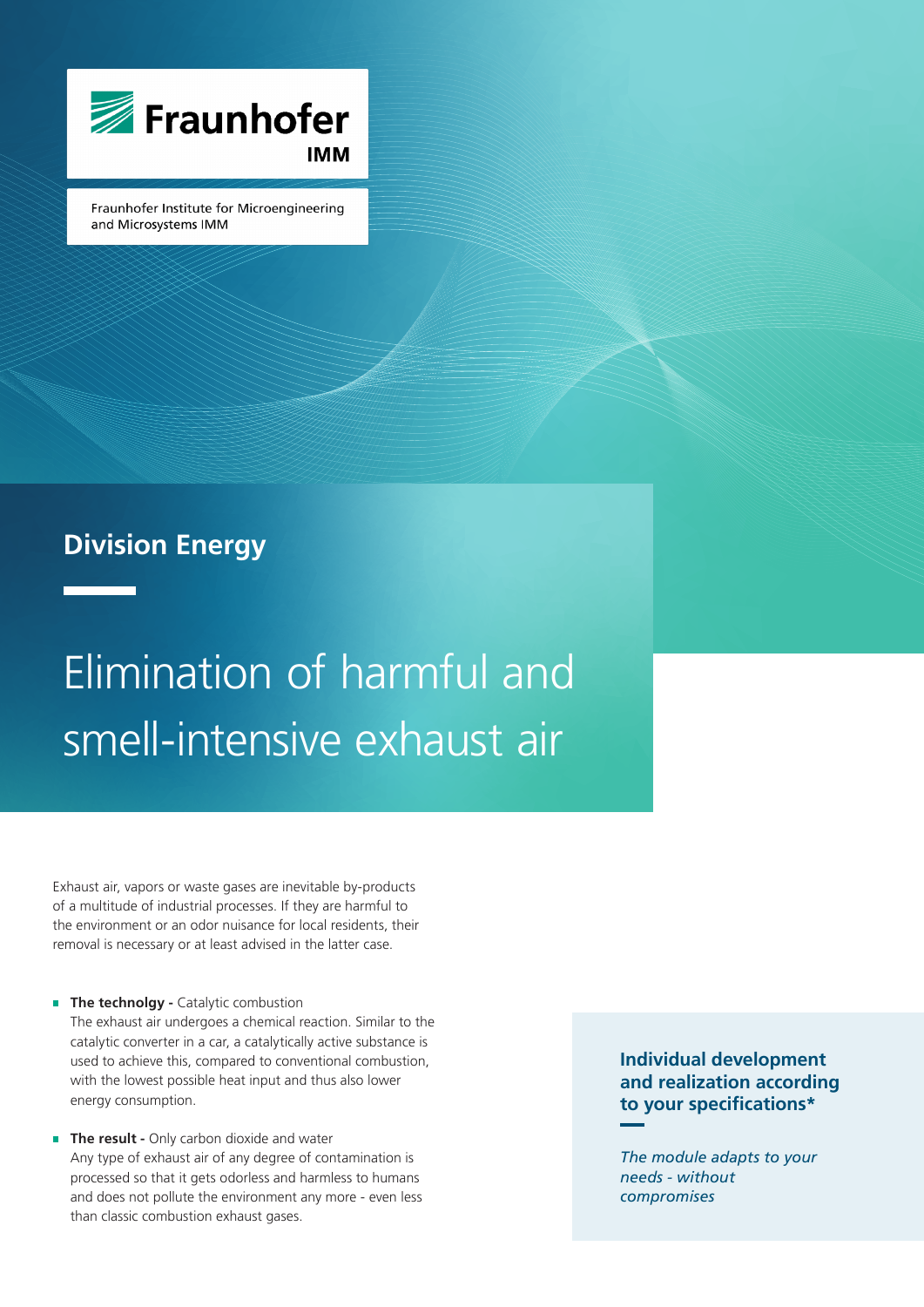Fraunhofer IMM

Fraunhofer Institute for Microengineering and Microsystems IMM

## Division Energy

# Elimination of harmful and smell-intensive exhaust air

Exhaust air, vapors or waste gases are inevitable by-products of a multitude of industrial processes. If they are harmful to the environment or an odor nuisance for local residents, their removal is necessary or at least advised in the latter case.

- **The technolgy -** Catalytic combustion
  The exhaust air undergoes a chemical reaction. Similar to the catalytic converter in a car, a catalytically active substance is used to achieve this, compared to conventional combustion, with the lowest possible heat input and thus also lower energy consumption.
- **The result -** Only carbon dioxide and water
  Any type of exhaust air of any degree of contamination is processed so that it gets odorless and harmless to humans and does not pollute the environment any more - even less than classic combustion exhaust gases.

**Individual development and realization according to your specifications***

*The module adapts to your needs - without compromises*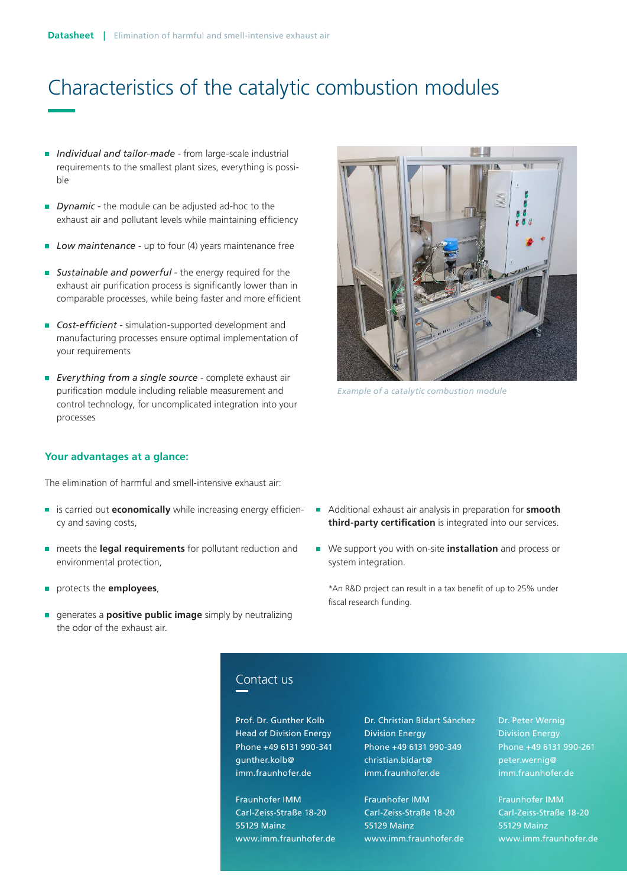# Characteristics of the catalytic combustion modules

- *Individual and tailor-made* - from large-scale industrial requirements to the smallest plant sizes, everything is possible
- *Dynamic* - the module can be adjusted ad-hoc to the exhaust air and pollutant levels while maintaining efficiency
- *Low maintenance* - up to four (4) years maintenance free
- *Sustainable and powerful* - the energy required for the exhaust air purification process is significantly lower than in comparable processes, while being faster and more efficient
- *Cost-efficient* - simulation-supported development and manufacturing processes ensure optimal implementation of your requirements
- *Everything from a single source* - complete exhaust air purification module including reliable measurement and control technology, for uncomplicated integration into your processes

*Example of a catalytic combustion module*

### Your advantages at a glance:

The elimination of harmful and smell-intensive exhaust air:

- is carried out **economically** while increasing energy efficiency and saving costs,
- meets the **legal requirements** for pollutant reduction and environmental protection,
- protects the **employees**,
- generates a **positive public image** simply by neutralizing the odor of the exhaust air.
- Additional exhaust air analysis in preparation for **smooth third-party certification** is integrated into our services.
- We support you with on-site **installation** and process or system integration.

*An R&D project can result in a tax benefit of up to 25% under fiscal research funding.

## Contact us

Prof. Dr. Gunther Kolb
Head of Division Energy
Phone +49 6131 990-341
gunther.kolb@imm.fraunhofer.de

Fraunhofer IMM
Carl-Zeiss-Straße 18-20
55129 Mainz
www.imm.fraunhofer.de

Dr. Christian Bidart Sánchez
Division Energy
Phone +49 6131 990-349
christian.bidart@imm.fraunhofer.de

Fraunhofer IMM
Carl-Zeiss-Straße 18-20
55129 Mainz
www.imm.fraunhofer.de

Dr. Peter Wernig
Division Energy
Phone +49 6131 990-261
peter.wernig@imm.fraunhofer.de

Fraunhofer IMM
Carl-Zeiss-Straße 18-20
55129 Mainz
www.imm.fraunhofer.de